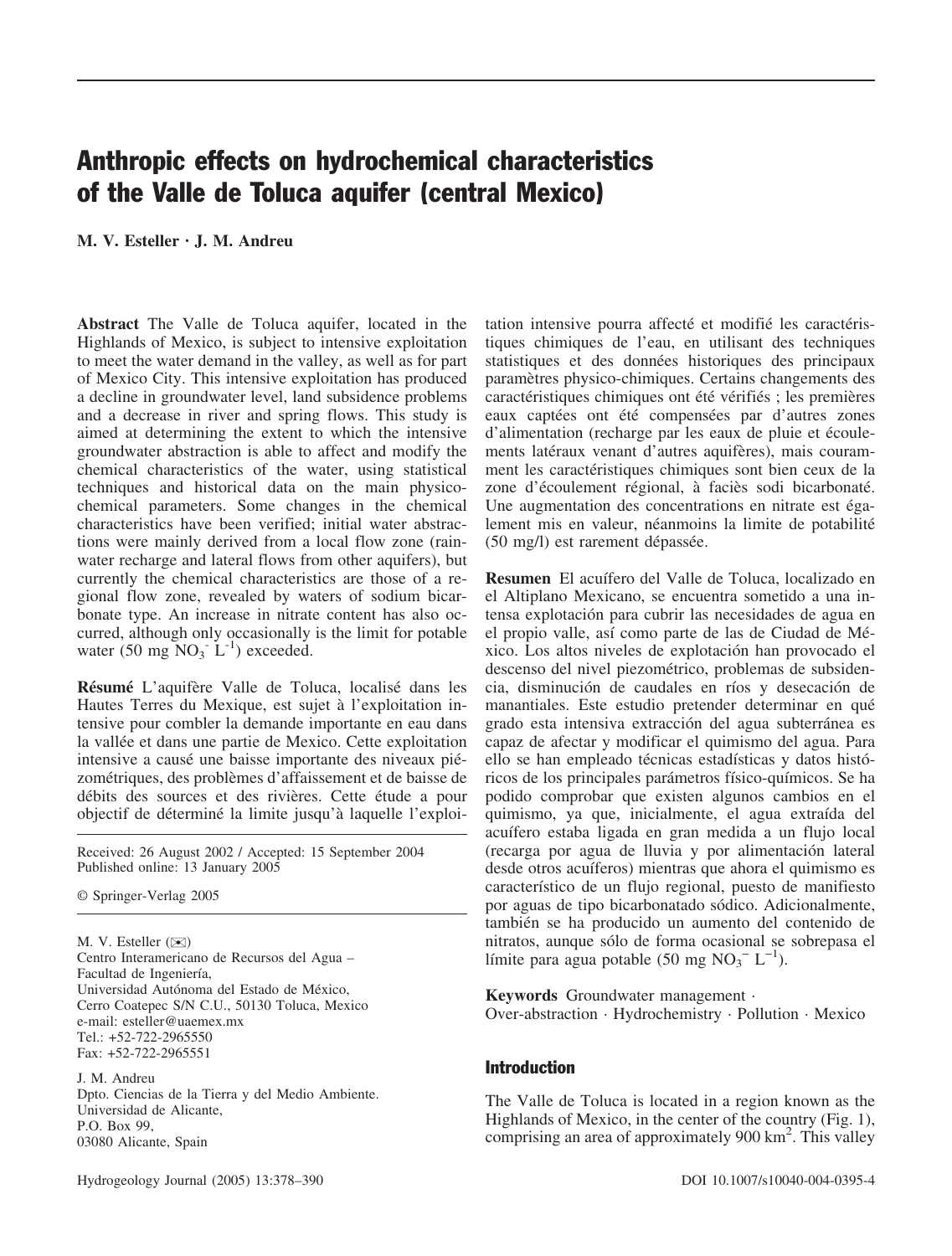# Anthropic effects on hydrochemical characteristics of the Valle de Toluca aquifer (central Mexico)

**M. V. Esteller · J. M. Andreu**

**Abstract** The Valle de Toluca aquifer, located in the Highlands of Mexico, is subject to intensive exploitation to meet the water demand in the valley, as well as for part of Mexico City. This intensive exploitation has produced a decline in groundwater level, land subsidence problems and a decrease in river and spring flows. This study is aimed at determining the extent to which the intensive groundwater abstraction is able to affect and modify the chemical characteristics of the water, using statistical techniques and historical data on the main physico-chemical parameters. Some changes in the chemical characteristics have been verified; initial water abstractions were mainly derived from a local flow zone (rainwater recharge and lateral flows from other aquifers), but currently the chemical characteristics are those of a regional flow zone, revealed by waters of sodium bicarbonate type. An increase in nitrate content has also occurred, although only occasionally is the limit for potable water (50 mg $NO_3^-$ $L^{-1}$) exceeded.

**Résumé** L'aquifère Valle de Toluca, localisé dans les Hautes Terres du Mexique, est sujet à l'exploitation intensive pour combler la demande importante en eau dans la vallée et dans une partie de Mexico. Cette exploitation intensive a causé une baisse importante des niveaux piézométriques, des problèmes d'affaissement et de baisse de débits des sources et des rivières. Cette étude a pour objectif de déterminé la limite jusqu'à laquelle l'exploitation intensive pourra affecté et modifié les caractéristiques chimiques de l'eau, en utilisant des techniques statistiques et des données historiques des principaux paramètres physico-chimiques. Certains changements des caractéristiques chimiques ont été vérifiés ; les premières eaux captées ont été compensées par d'autres zones d'alimentation (recharge par les eaux de pluie et écoulements latéraux venant d'autres aquifères), mais couramment les caractéristiques chimiques sont bien ceux de la zone d'écoulement régional, à faciès sodi bicarbonaté. Une augmentation des concentrations en nitrate est également mis en valeur, néanmoins la limite de potabilité (50 mg/l) est rarement dépassée.

**Resumen** El acuífero del Valle de Toluca, localizado en el Altiplano Mexicano, se encuentra sometido a una intensa explotación para cubrir las necesidades de agua en el propio valle, así como parte de las de Ciudad de México. Los altos niveles de explotación han provocado el descenso del nivel piezométrico, problemas de subsidencia, disminución de caudales en ríos y desecación de manantiales. Este estudio pretender determinar en qué grado esta intensiva extracción del agua subterránea es capaz de afectar y modificar el quimismo del agua. Para ello se han empleado técnicas estadísticas y datos históricos de los principales parámetros físico-químicos. Se ha podido comprobar que existen algunos cambios en el quimismo, ya que, inicialmente, el agua extraída del acuífero estaba ligada en gran medida a un flujo local (recarga por agua de lluvia y por alimentación lateral desde otros acuíferos) mientras que ahora el quimismo es característico de un flujo regional, puesto de manifiesto por aguas de tipo bicarbonatado sódico. Adicionalmente, también se ha producido un aumento del contenido de nitratos, aunque sólo de forma ocasional se sobrepasa el límite para agua potable (50 mg $NO_3^-$ $L^{-1}$).

**Keywords** Groundwater management · Over-abstraction · Hydrochemistry · Pollution · Mexico

Received: 26 August 2002 / Accepted: 15 September 2004
Published online: 13 January 2005

© Springer-Verlag 2005

M. V. Esteller (✉)
Centro Interamericano de Recursos del Agua – Facultad de Ingeniería,
Universidad Autónoma del Estado de México,
Cerro Coatepec S/N C.U., 50130 Toluca, Mexico
e-mail: esteller@uaemex.mx
Tel.: +52-722-2965550
Fax: +52-722-2965551

J. M. Andreu
Dpto. Ciencias de la Tierra y del Medio Ambiente.
Universidad de Alicante,
P.O. Box 99,
03080 Alicante, Spain

## Introduction

The Valle de Toluca is located in a region known as the Highlands of Mexico, in the center of the country (Fig. 1), comprising an area of approximately 900 $km^2$. This valley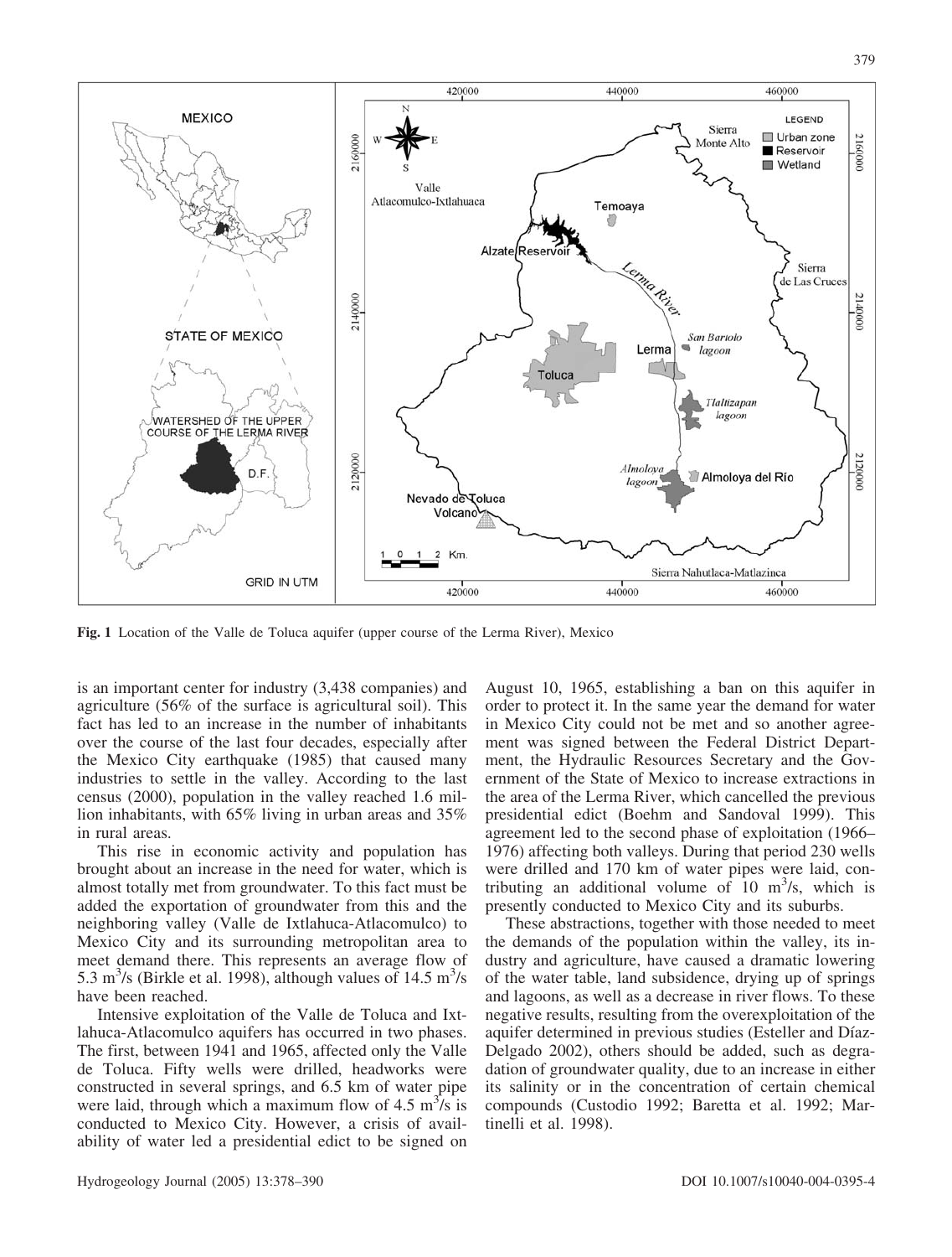**Fig. 1** Location of the Valle de Toluca aquifer (upper course of the Lerma River), Mexico

is an important center for industry (3,438 companies) and agriculture (56% of the surface is agricultural soil). This fact has led to an increase in the number of inhabitants over the course of the last four decades, especially after the Mexico City earthquake (1985) that caused many industries to settle in the valley. According to the last census (2000), population in the valley reached 1.6 million inhabitants, with 65% living in urban areas and 35% in rural areas.

This rise in economic activity and population has brought about an increase in the need for water, which is almost totally met from groundwater. To this fact must be added the exportation of groundwater from this and the neighboring valley (Valle de Ixtlahuca-Atlacomulco) to Mexico City and its surrounding metropolitan area to meet demand there. This represents an average flow of 5.3 $m^3$/s (Birkle et al. 1998), although values of 14.5 $m^3$/s have been reached.

Intensive exploitation of the Valle de Toluca and Ixtlahuca-Atlacomulco aquifers has occurred in two phases. The first, between 1941 and 1965, affected only the Valle de Toluca. Fifty wells were drilled, headworks were constructed in several springs, and 6.5 km of water pipe were laid, through which a maximum flow of 4.5 $m^3$/s is conducted to Mexico City. However, a crisis of availability of water led a presidential edict to be signed on August 10, 1965, establishing a ban on this aquifer in order to protect it. In the same year the demand for water in Mexico City could not be met and so another agreement was signed between the Federal District Department, the Hydraulic Resources Secretary and the Government of the State of Mexico to increase extractions in the area of the Lerma River, which cancelled the previous presidential edict (Boehm and Sandoval 1999). This agreement led to the second phase of exploitation (1966–1976) affecting both valleys. During that period 230 wells were drilled and 170 km of water pipes were laid, contributing an additional volume of 10 $m^3$/s, which is presently conducted to Mexico City and its suburbs.

These abstractions, together with those needed to meet the demands of the population within the valley, its industry and agriculture, have caused a dramatic lowering of the water table, land subsidence, drying up of springs and lagoons, as well as a decrease in river flows. To these negative results, resulting from the overexploitation of the aquifer determined in previous studies (Esteller and Díaz-Delgado 2002), others should be added, such as degradation of groundwater quality, due to an increase in either its salinity or in the concentration of certain chemical compounds (Custodio 1992; Baretta et al. 1992; Martinelli et al. 1998).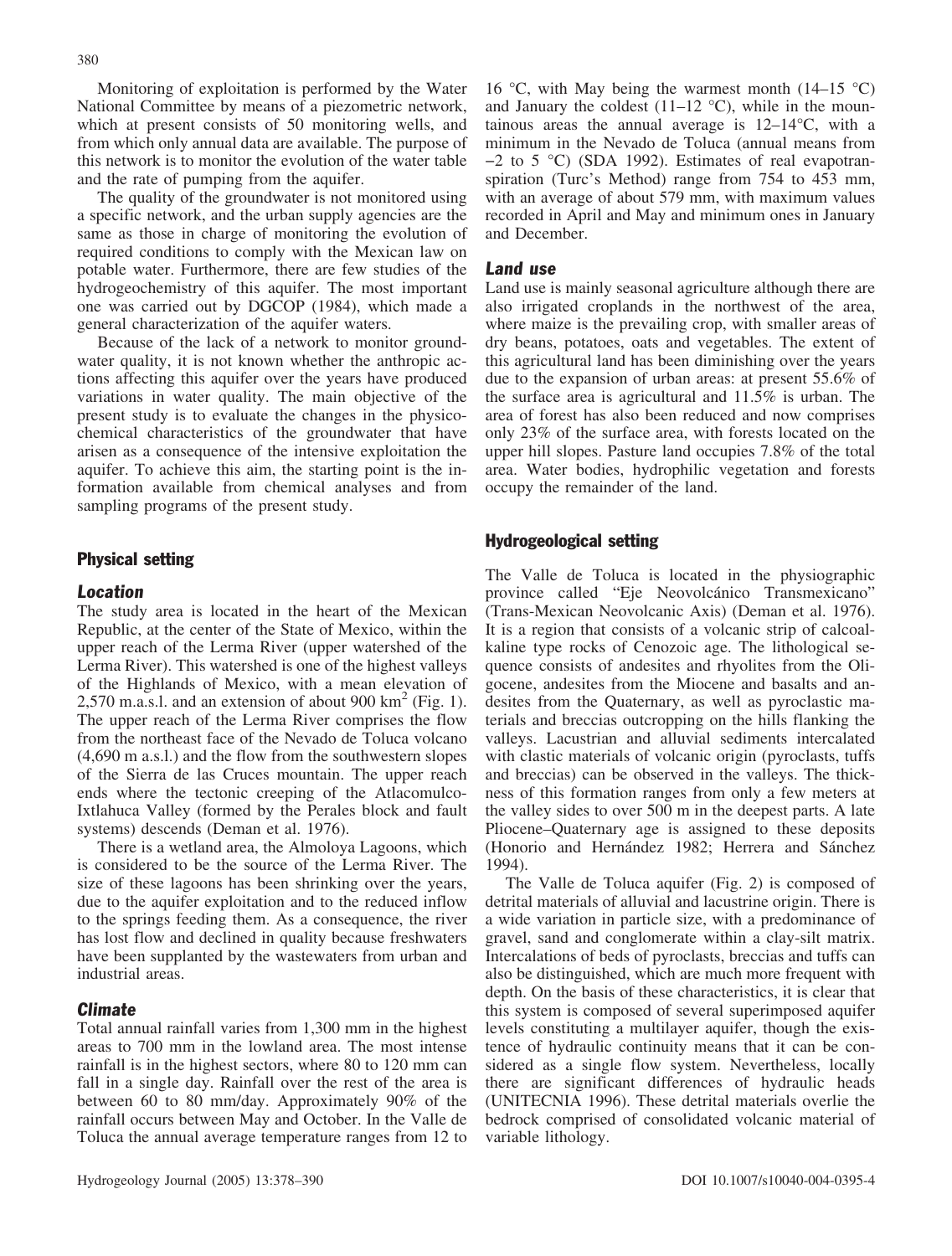Monitoring of exploitation is performed by the Water National Committee by means of a piezometric network, which at present consists of 50 monitoring wells, and from which only annual data are available. The purpose of this network is to monitor the evolution of the water table and the rate of pumping from the aquifer.

The quality of the groundwater is not monitored using a specific network, and the urban supply agencies are the same as those in charge of monitoring the evolution of required conditions to comply with the Mexican law on potable water. Furthermore, there are few studies of the hydrogeochemistry of this aquifer. The most important one was carried out by DGCOP (1984), which made a general characterization of the aquifer waters.

Because of the lack of a network to monitor groundwater quality, it is not known whether the anthropic actions affecting this aquifer over the years have produced variations in water quality. The main objective of the present study is to evaluate the changes in the physicochemical characteristics of the groundwater that have arisen as a consequence of the intensive exploitation the aquifer. To achieve this aim, the starting point is the information available from chemical analyses and from sampling programs of the present study.

## Physical setting

### Location

The study area is located in the heart of the Mexican Republic, at the center of the State of Mexico, within the upper reach of the Lerma River (upper watershed of the Lerma River). This watershed is one of the highest valleys of the Highlands of Mexico, with a mean elevation of 2,570 m.a.s.l. and an extension of about 900 km$^2$ (Fig. 1). The upper reach of the Lerma River comprises the flow from the northeast face of the Nevado de Toluca volcano (4,690 m a.s.l.) and the flow from the southwestern slopes of the Sierra de las Cruces mountain. The upper reach ends where the tectonic creeping of the Atlacomulco-Ixtlahuca Valley (formed by the Perales block and fault systems) descends (Deman et al. 1976).

There is a wetland area, the Almoloya Lagoons, which is considered to be the source of the Lerma River. The size of these lagoons has been shrinking over the years, due to the aquifer exploitation and to the reduced inflow to the springs feeding them. As a consequence, the river has lost flow and declined in quality because freshwaters have been supplanted by the wastewaters from urban and industrial areas.

### Climate

Total annual rainfall varies from 1,300 mm in the highest areas to 700 mm in the lowland area. The most intense rainfall is in the highest sectors, where 80 to 120 mm can fall in a single day. Rainfall over the rest of the area is between 60 to 80 mm/day. Approximately 90% of the rainfall occurs between May and October. In the Valle de Toluca the annual average temperature ranges from 12 to 16 °C, with May being the warmest month (14–15 °C) and January the coldest (11–12 °C), while in the mountainous areas the annual average is 12–14°C, with a minimum in the Nevado de Toluca (annual means from −2 to 5 °C) (SDA 1992). Estimates of real evapotranspiration (Turc's Method) range from 754 to 453 mm, with an average of about 579 mm, with maximum values recorded in April and May and minimum ones in January and December.

### Land use

Land use is mainly seasonal agriculture although there are also irrigated croplands in the northwest of the area, where maize is the prevailing crop, with smaller areas of dry beans, potatoes, oats and vegetables. The extent of this agricultural land has been diminishing over the years due to the expansion of urban areas: at present 55.6% of the surface area is agricultural and 11.5% is urban. The area of forest has also been reduced and now comprises only 23% of the surface area, with forests located on the upper hill slopes. Pasture land occupies 7.8% of the total area. Water bodies, hydrophilic vegetation and forests occupy the remainder of the land.

## Hydrogeological setting

The Valle de Toluca is located in the physiographic province called "Eje Neovolcánico Transmexicano" (Trans-Mexican Neovolcanic Axis) (Deman et al. 1976). It is a region that consists of a volcanic strip of calcoalkaline type rocks of Cenozoic age. The lithological sequence consists of andesites and rhyolites from the Oligocene, andesites from the Miocene and basalts and andesites from the Quaternary, as well as pyroclastic materials and breccias outcropping on the hills flanking the valleys. Lacustrian and alluvial sediments intercalated with clastic materials of volcanic origin (pyroclasts, tuffs and breccias) can be observed in the valleys. The thickness of this formation ranges from only a few meters at the valley sides to over 500 m in the deepest parts. A late Pliocene–Quaternary age is assigned to these deposits (Honorio and Hernández 1982; Herrera and Sánchez 1994).

The Valle de Toluca aquifer (Fig. 2) is composed of detrital materials of alluvial and lacustrine origin. There is a wide variation in particle size, with a predominance of gravel, sand and conglomerate within a clay-silt matrix. Intercalations of beds of pyroclasts, breccias and tuffs can also be distinguished, which are much more frequent with depth. On the basis of these characteristics, it is clear that this system is composed of several superimposed aquifer levels constituting a multilayer aquifer, though the existence of hydraulic continuity means that it can be considered as a single flow system. Nevertheless, locally there are significant differences of hydraulic heads (UNITECNIA 1996). These detrital materials overlie the bedrock comprised of consolidated volcanic material of variable lithology.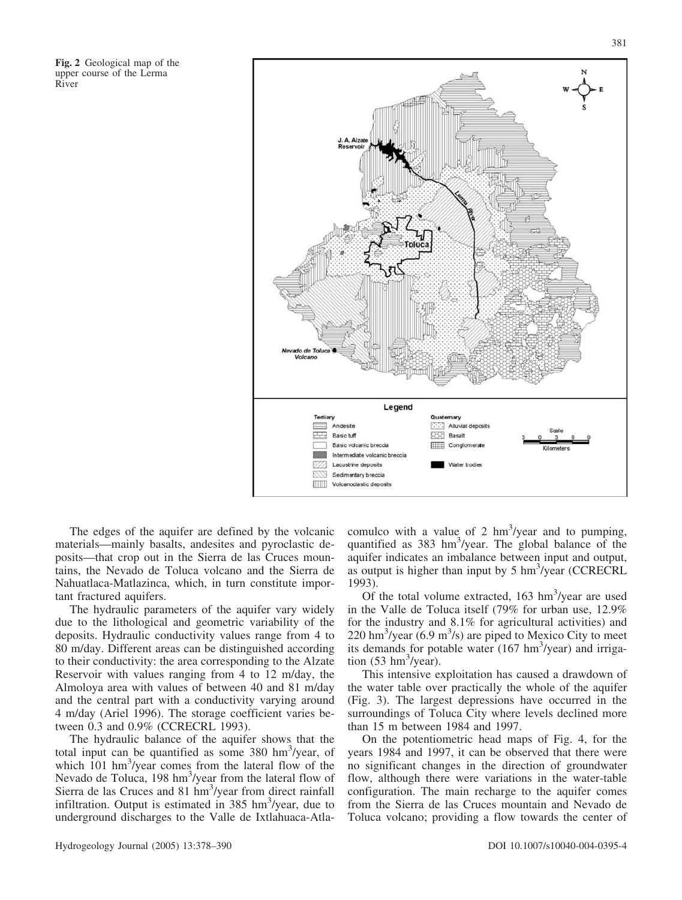**Fig. 2** Geological map of the upper course of the Lerma River

The edges of the aquifer are defined by the volcanic materials—mainly basalts, andesites and pyroclastic deposits—that crop out in the Sierra de las Cruces mountains, the Nevado de Toluca volcano and the Sierra de Nahuatlaca-Matlazinca, which, in turn constitute important fractured aquifers.

The hydraulic parameters of the aquifer vary widely due to the lithological and geometric variability of the deposits. Hydraulic conductivity values range from 4 to 80 m/day. Different areas can be distinguished according to their conductivity: the area corresponding to the Alzate Reservoir with values ranging from 4 to 12 m/day, the Almoloya area with values of between 40 and 81 m/day and the central part with a conductivity varying around 4 m/day (Ariel 1996). The storage coefficient varies between 0.3 and 0.9% (CCRECRL 1993).

The hydraulic balance of the aquifer shows that the total input can be quantified as some 380 $hm^3$/year, of which 101 $hm^3$/year comes from the lateral flow of the Nevado de Toluca, 198 $hm^3$/year from the lateral flow of Sierra de las Cruces and 81 $hm^3$/year from direct rainfall infiltration. Output is estimated in 385 $hm^3$/year, due to underground discharges to the Valle de Ixtlahuaca-Atlacomulco with a value of 2 $hm^3$/year and to pumping, quantified as 383 $hm^3$/year. The global balance of the aquifer indicates an imbalance between input and output, as output is higher than input by 5 $hm^3$/year (CCRECRL 1993).

Of the total volume extracted, 163 $hm^3$/year are used in the Valle de Toluca itself (79% for urban use, 12.9% for the industry and 8.1% for agricultural activities) and 220 $hm^3$/year (6.9 $m^3$/s) are piped to Mexico City to meet its demands for potable water (167 $hm^3$/year) and irrigation (53 $hm^3$/year).

This intensive exploitation has caused a drawdown of the water table over practically the whole of the aquifer (Fig. 3). The largest depressions have occurred in the surroundings of Toluca City where levels declined more than 15 m between 1984 and 1997.

On the potentiometric head maps of Fig. 4, for the years 1984 and 1997, it can be observed that there were no significant changes in the direction of groundwater flow, although there were variations in the water-table configuration. The main recharge to the aquifer comes from the Sierra de las Cruces mountain and Nevado de Toluca volcano; providing a flow towards the center of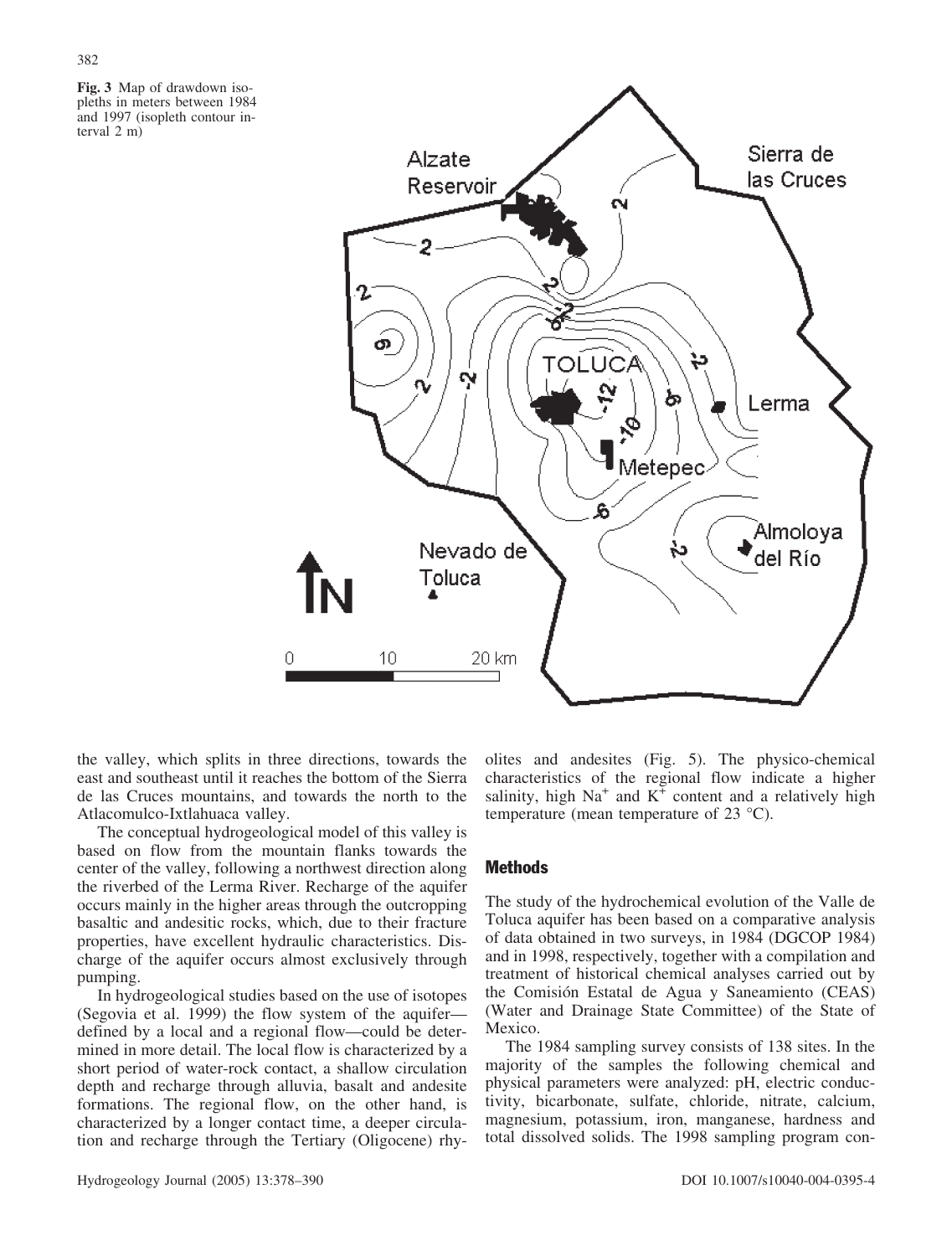**Fig. 3** Map of drawdown isopleths in meters between 1984 and 1997 (isopleth contour interval 2 m)

the valley, which splits in three directions, towards the east and southeast until it reaches the bottom of the Sierra de las Cruces mountains, and towards the north to the Atlacomulco-Ixtlahuaca valley.

The conceptual hydrogeological model of this valley is based on flow from the mountain flanks towards the center of the valley, following a northwest direction along the riverbed of the Lerma River. Recharge of the aquifer occurs mainly in the higher areas through the outcropping basaltic and andesitic rocks, which, due to their fracture properties, have excellent hydraulic characteristics. Discharge of the aquifer occurs almost exclusively through pumping.

In hydrogeological studies based on the use of isotopes (Segovia et al. 1999) the flow system of the aquifer—defined by a local and a regional flow—could be determined in more detail. The local flow is characterized by a short period of water-rock contact, a shallow circulation depth and recharge through alluvia, basalt and andesite formations. The regional flow, on the other hand, is characterized by a longer contact time, a deeper circulation and recharge through the Tertiary (Oligocene) rhyolites and andesites (Fig. 5). The physico-chemical characteristics of the regional flow indicate a higher salinity, high $Na^+$ and $K^+$ content and a relatively high temperature (mean temperature of 23 °C).

## Methods

The study of the hydrochemical evolution of the Valle de Toluca aquifer has been based on a comparative analysis of data obtained in two surveys, in 1984 (DGCOP 1984) and in 1998, respectively, together with a compilation and treatment of historical chemical analyses carried out by the Comisión Estatal de Agua y Saneamiento (CEAS) (Water and Drainage State Committee) of the State of Mexico.

The 1984 sampling survey consists of 138 sites. In the majority of the samples the following chemical and physical parameters were analyzed: pH, electric conductivity, bicarbonate, sulfate, chloride, nitrate, calcium, magnesium, potassium, iron, manganese, hardness and total dissolved solids. The 1998 sampling program con-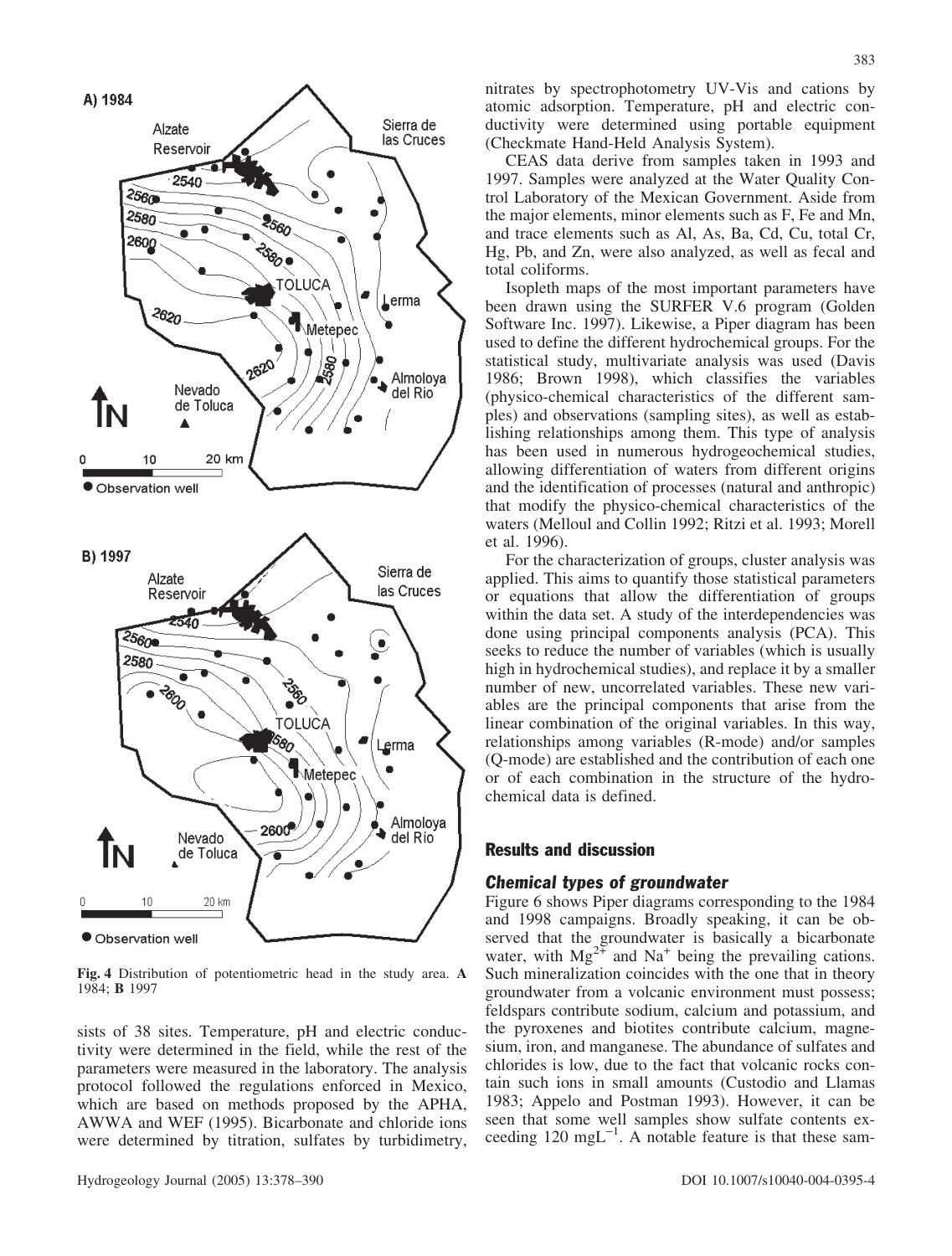Fig. 4 Distribution of potentiometric head in the study area. **A** 1984; **B** 1997

sists of 38 sites. Temperature, pH and electric conductivity were determined in the field, while the rest of the parameters were measured in the laboratory. The analysis protocol followed the regulations enforced in Mexico, which are based on methods proposed by the APHA, AWWA and WEF (1995). Bicarbonate and chloride ions were determined by titration, sulfates by turbidimetry, nitrates by spectrophotometry UV-Vis and cations by atomic adsorption. Temperature, pH and electric conductivity were determined using portable equipment (Checkmate Hand-Held Analysis System).

CEAS data derive from samples taken in 1993 and 1997. Samples were analyzed at the Water Quality Control Laboratory of the Mexican Government. Aside from the major elements, minor elements such as F, Fe and Mn, and trace elements such as Al, As, Ba, Cd, Cu, total Cr, Hg, Pb, and Zn, were also analyzed, as well as fecal and total coliforms.

Isopleth maps of the most important parameters have been drawn using the SURFER V.6 program (Golden Software Inc. 1997). Likewise, a Piper diagram has been used to define the different hydrochemical groups. For the statistical study, multivariate analysis was used (Davis 1986; Brown 1998), which classifies the variables (physico-chemical characteristics of the different samples) and observations (sampling sites), as well as establishing relationships among them. This type of analysis has been used in numerous hydrogeochemical studies, allowing differentiation of waters from different origins and the identification of processes (natural and anthropic) that modify the physico-chemical characteristics of the waters (Melloul and Collin 1992; Ritzi et al. 1993; Morell et al. 1996).

For the characterization of groups, cluster analysis was applied. This aims to quantify those statistical parameters or equations that allow the differentiation of groups within the data set. A study of the interdependencies was done using principal components analysis (PCA). This seeks to reduce the number of variables (which is usually high in hydrochemical studies), and replace it by a smaller number of new, uncorrelated variables. These new variables are the principal components that arise from the linear combination of the original variables. In this way, relationships among variables (R-mode) and/or samples (Q-mode) are established and the contribution of each one or of each combination in the structure of the hydrochemical data is defined.

## Results and discussion

### Chemical types of groundwater

Figure 6 shows Piper diagrams corresponding to the 1984 and 1998 campaigns. Broadly speaking, it can be observed that the groundwater is basically a bicarbonate water, with $Mg^{2+}$ and $Na^{+}$ being the prevailing cations. Such mineralization coincides with the one that in theory groundwater from a volcanic environment must possess; feldspars contribute sodium, calcium and potassium, and the pyroxenes and biotites contribute calcium, magnesium, iron, and manganese. The abundance of sulfates and chlorides is low, due to the fact that volcanic rocks contain such ions in small amounts (Custodio and Llamas 1983; Appelo and Postman 1993). However, it can be seen that some well samples show sulfate contents exceeding 120 $mgL^{-1}$. A notable feature is that these sam-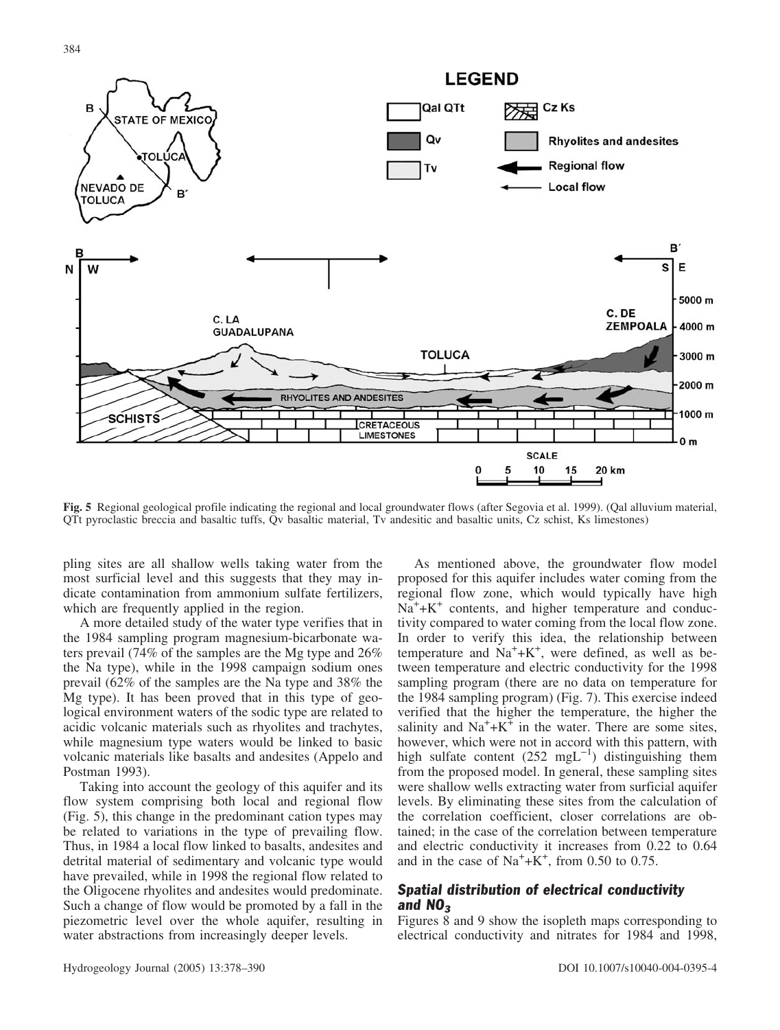**Fig. 5** Regional geological profile indicating the regional and local groundwater flows (after Segovia et al. 1999). (Qal alluvium material, QTt pyroclastic breccia and basaltic tuffs, Qv basaltic material, Tv andesitic and basaltic units, Cz schist, Ks limestones)

pling sites are all shallow wells taking water from the most surficial level and this suggests that they may indicate contamination from ammonium sulfate fertilizers, which are frequently applied in the region.

A more detailed study of the water type verifies that in the 1984 sampling program magnesium-bicarbonate waters prevail (74% of the samples are the Mg type and 26% the Na type), while in the 1998 campaign sodium ones prevail (62% of the samples are the Na type and 38% the Mg type). It has been proved that in this type of geological environment waters of the sodic type are related to acidic volcanic materials such as rhyolites and trachytes, while magnesium type waters would be linked to basic volcanic materials like basalts and andesites (Appelo and Postman 1993).

Taking into account the geology of this aquifer and its flow system comprising both local and regional flow (Fig. 5), this change in the predominant cation types may be related to variations in the type of prevailing flow. Thus, in 1984 a local flow linked to basalts, andesites and detrital material of sedimentary and volcanic type would have prevailed, while in 1998 the regional flow related to the Oligocene rhyolites and andesites would predominate. Such a change of flow would be promoted by a fall in the piezometric level over the whole aquifer, resulting in water abstractions from increasingly deeper levels.

As mentioned above, the groundwater flow model proposed for this aquifer includes water coming from the regional flow zone, which would typically have high $Na^{+}$+$K^{+}$ contents, and higher temperature and conductivity compared to water coming from the local flow zone. In order to verify this idea, the relationship between temperature and $Na^{+}$+$K^{+}$, were defined, as well as between temperature and electric conductivity for the 1998 sampling program (there are no data on temperature for the 1984 sampling program) (Fig. 7). This exercise indeed verified that the higher the temperature, the higher the salinity and $Na^{+}$+$K^{+}$ in the water. There are some sites, however, which were not in accord with this pattern, with high sulfate content (252 $mgL^{-1}$) distinguishing them from the proposed model. In general, these sampling sites were shallow wells extracting water from surficial aquifer levels. By eliminating these sites from the calculation of the correlation coefficient, closer correlations are obtained; in the case of the correlation between temperature and electric conductivity it increases from 0.22 to 0.64 and in the case of $Na^{+}$+$K^{+}$, from 0.50 to 0.75.

## Spatial distribution of electrical conductivity and $NO_3$

Figures 8 and 9 show the isopleth maps corresponding to electrical conductivity and nitrates for 1984 and 1998,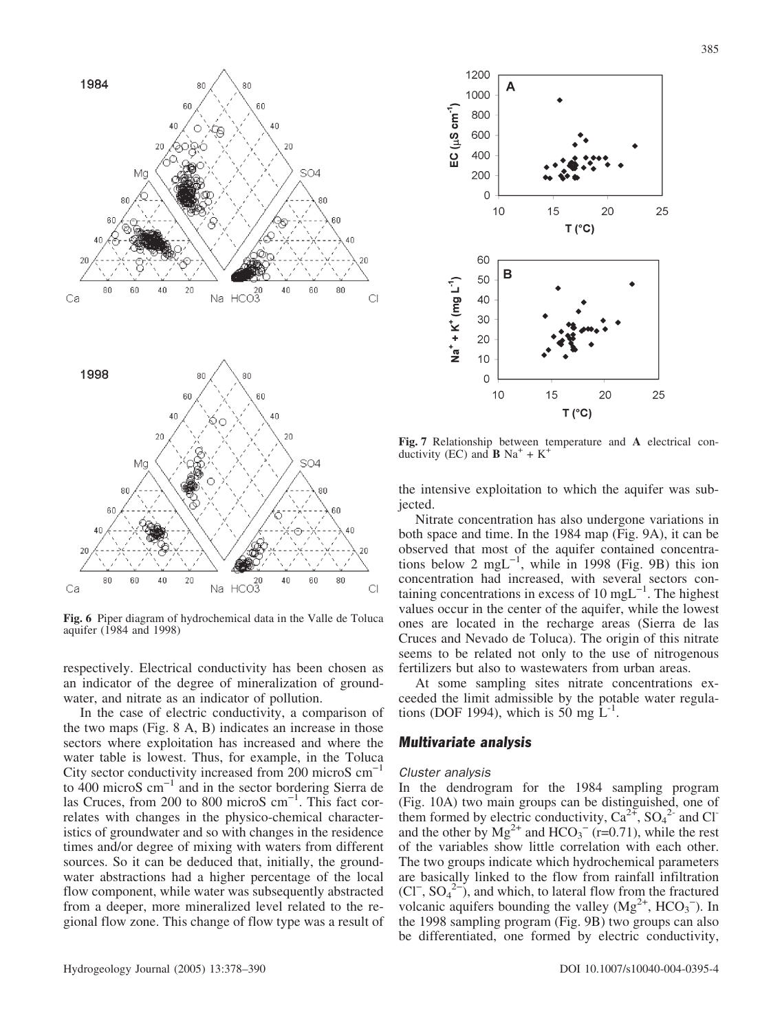Fig. 6 Piper diagram of hydrochemical data in the Valle de Toluca aquifer (1984 and 1998)

respectively. Electrical conductivity has been chosen as an indicator of the degree of mineralization of groundwater, and nitrate as an indicator of pollution.

In the case of electric conductivity, a comparison of the two maps (Fig. 8 A, B) indicates an increase in those sectors where exploitation has increased and where the water table is lowest. Thus, for example, in the Toluca City sector conductivity increased from 200 microS $cm^{-1}$ to 400 microS $cm^{-1}$ and in the sector bordering Sierra de las Cruces, from 200 to 800 microS $cm^{-1}$. This fact correlates with changes in the physico-chemical characteristics of groundwater and so with changes in the residence times and/or degree of mixing with waters from different sources. So it can be deduced that, initially, the groundwater abstractions had a higher percentage of the local flow component, while water was subsequently abstracted from a deeper, more mineralized level related to the regional flow zone. This change of flow type was a result of the intensive exploitation to which the aquifer was subjected.

Fig. 7 Relationship between temperature and **A** electrical conductivity (EC) and **B** $Na^{+} + K^{+}$

Nitrate concentration has also undergone variations in both space and time. In the 1984 map (Fig. 9A), it can be observed that most of the aquifer contained concentrations below 2 $mgL^{-1}$, while in 1998 (Fig. 9B) this ion concentration had increased, with several sectors containing concentrations in excess of 10 $mgL^{-1}$. The highest values occur in the center of the aquifer, while the lowest ones are located in the recharge areas (Sierra de las Cruces and Nevado de Toluca). The origin of this nitrate seems to be related not only to the use of nitrogenous fertilizers but also to wastewaters from urban areas.

At some sampling sites nitrate concentrations exceeded the limit admissible by the potable water regulations (DOF 1994), which is 50 mg $L^{-1}$.

## Multivariate analysis

### Cluster analysis

In the dendrogram for the 1984 sampling program (Fig. 10A) two main groups can be distinguished, one of them formed by electric conductivity, $Ca^{2+}$, $SO_4^{2-}$ and $Cl^{-}$ and the other by $Mg^{2+}$ and $HCO_3^{-}$ (r=0.71), while the rest of the variables show little correlation with each other. The two groups indicate which hydrochemical parameters are basically linked to the flow from rainfall infiltration ($Cl^{-}$, $SO_4^{2-}$), and which, to lateral flow from the fractured volcanic aquifers bounding the valley ($Mg^{2+}$, $HCO_3^{-}$). In the 1998 sampling program (Fig. 9B) two groups can also be differentiated, one formed by electric conductivity,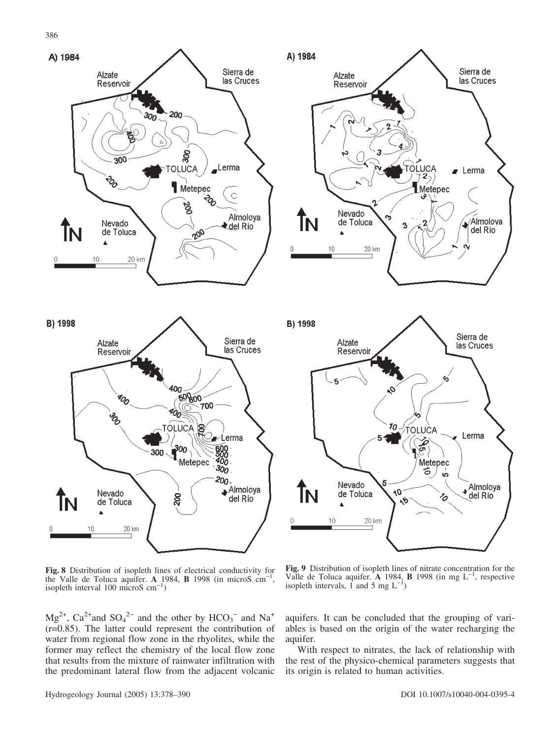**Fig. 8** Distribution of isopleth lines of electrical conductivity for the Valle de Toluca aquifer. **A** 1984, **B** 1998 (in microS $cm^{-1}$, isopleth interval 100 microS $cm^{-1}$)

**Fig. 9** Distribution of isopleth lines of nitrate concentration for the Valle de Toluca aquifer. **A** 1984, **B** 1998 (in mg $L^{-1}$, respective isopleth intervals, 1 and 5 mg $L^{-1}$)

$Mg^{2+}$, $Ca^{2+}$and $SO_4^{2-}$ and the other by $HCO_3^-$ and $Na^+$ (r=0.85). The latter could represent the contribution of water from regional flow zone in the rhyolites, while the former may reflect the chemistry of the local flow zone that results from the mixture of rainwater infiltration with the predominant lateral flow from the adjacent volcanic aquifers. It can be concluded that the grouping of variables is based on the origin of the water recharging the aquifer.

With respect to nitrates, the lack of relationship with the rest of the physico-chemical parameters suggests that its origin is related to human activities.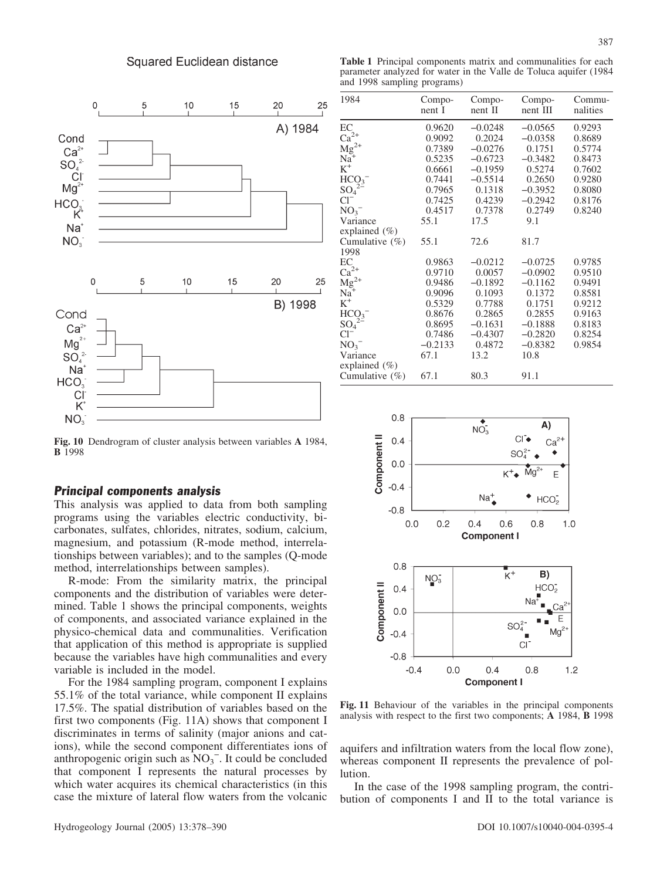**Fig. 10** Dendrogram of cluster analysis between variables **A** 1984, **B** 1998

**Table 1** Principal components matrix and communalities for each parameter analyzed for water in the Valle de Toluca aquifer (1984 and 1998 sampling programs)

| 1984 | Component I | Component II | Component III | Communalities |
|---|---|---|---|---|
| EC | 0.9620 | –0.0248 | –0.0565 | 0.9293 |
| $Ca^{2+}$ | 0.9092 | 0.2024 | –0.0358 | 0.8689 |
| $Mg^{2+}$ | 0.7389 | –0.0276 | 0.1751 | 0.5774 |
| $Na^{+}$ | 0.5235 | –0.6723 | –0.3482 | 0.8473 |
| $K^{+}$ | 0.6661 | –0.1959 | 0.5274 | 0.7602 |
| $HCO_3^-$ | 0.7441 | –0.5514 | 0.2650 | 0.9280 |
| $SO_4^{2-}$ | 0.7965 | 0.1318 | –0.3952 | 0.8080 |
| $Cl^-$ | 0.7425 | 0.4239 | –0.2942 | 0.8176 |
| $NO_3^-$ | 0.4517 | 0.7378 | 0.2749 | 0.8240 |
| Variance explained (%) | 55.1 | 17.5 | 9.1 | |
| Cumulative (%) | 55.1 | 72.6 | 81.7 | |
| **1998** | | | | |
| EC | 0.9863 | –0.0212 | –0.0725 | 0.9785 |
| $Ca^{2+}$ | 0.9710 | 0.0057 | –0.0902 | 0.9510 |
| $Mg^{2+}$ | 0.9486 | –0.1892 | –0.1162 | 0.9491 |
| $Na^{+}$ | 0.9096 | 0.1093 | 0.1372 | 0.8581 |
| $K^{+}$ | 0.5329 | 0.7788 | 0.1751 | 0.9212 |
| $HCO_3^-$ | 0.8676 | 0.2865 | 0.2855 | 0.9163 |
| $SO_4^{2-}$ | 0.8695 | –0.1631 | –0.1888 | 0.8183 |
| $Cl^-$ | 0.7486 | –0.4307 | –0.2820 | 0.8254 |
| $NO_3^-$ | –0.2133 | 0.4872 | –0.8382 | 0.9854 |
| Variance explained (%) | 67.1 | 13.2 | 10.8 | |
| Cumulative (%) | 67.1 | 80.3 | 91.1 | |

**Fig. 11** Behaviour of the variables in the principal components analysis with respect to the first two components; **A** 1984, **B** 1998

### *Principal components analysis*

This analysis was applied to data from both sampling programs using the variables electric conductivity, bicarbonates, sulfates, chlorides, nitrates, sodium, calcium, magnesium, and potassium (R-mode method, interrelationships between variables); and to the samples (Q-mode method, interrelationships between samples).

R-mode: From the similarity matrix, the principal components and the distribution of variables were determined. Table 1 shows the principal components, weights of components, and associated variance explained in the physico-chemical data and communalities. Verification that application of this method is appropriate is supplied because the variables have high communalities and every variable is included in the model.

For the 1984 sampling program, component I explains 55.1% of the total variance, while component II explains 17.5%. The spatial distribution of variables based on the first two components (Fig. 11A) shows that component I discriminates in terms of salinity (major anions and cations), while the second component differentiates ions of anthropogenic origin such as $NO_3^-$. It could be concluded that component I represents the natural processes by which water acquires its chemical characteristics (in this case the mixture of lateral flow waters from the volcanic aquifers and infiltration waters from the local flow zone), whereas component II represents the prevalence of pollution.

In the case of the 1998 sampling program, the contribution of components I and II to the total variance is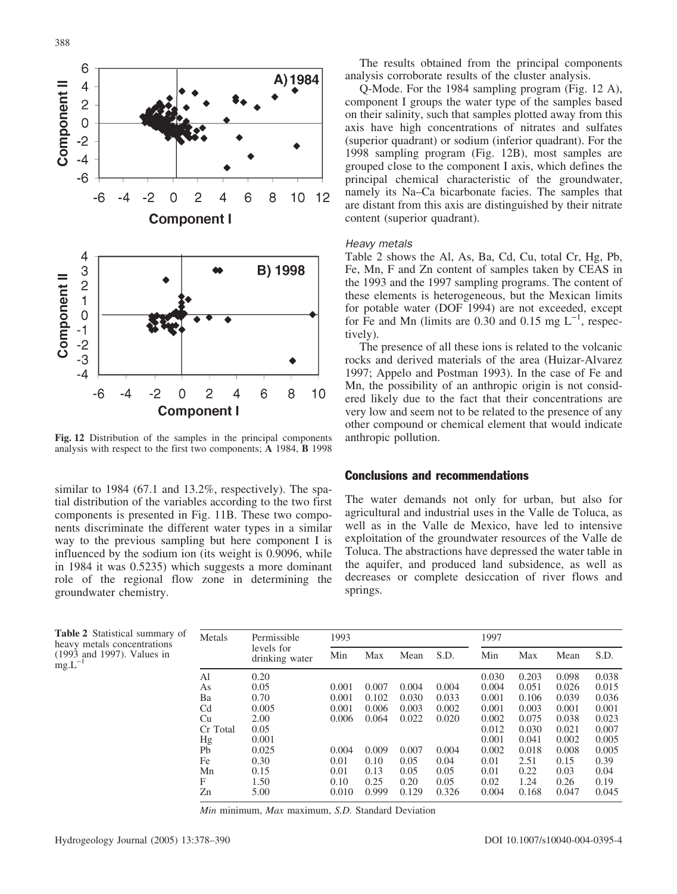Fig. 12 Distribution of the samples in the principal components analysis with respect to the first two components; **A** 1984, **B** 1998

similar to 1984 (67.1 and 13.2%, respectively). The spatial distribution of the variables according to the two first components is presented in Fig. 11B. These two components discriminate the different water types in a similar way to the previous sampling but here component I is influenced by the sodium ion (its weight is 0.9096, while in 1984 it was 0.5235) which suggests a more dominant role of the regional flow zone in determining the groundwater chemistry.

The results obtained from the principal components analysis corroborate results of the cluster analysis.

Q-Mode. For the 1984 sampling program (Fig. 12 A), component I groups the water type of the samples based on their salinity, such that samples plotted away from this axis have high concentrations of nitrates and sulfates (superior quadrant) or sodium (inferior quadrant). For the 1998 sampling program (Fig. 12B), most samples are grouped close to the component I axis, which defines the principal chemical characteristic of the groundwater, namely its Na–Ca bicarbonate facies. The samples that are distant from this axis are distinguished by their nitrate content (superior quadrant).

### Heavy metals

Table 2 shows the Al, As, Ba, Cd, Cu, total Cr, Hg, Pb, Fe, Mn, F and Zn content of samples taken by CEAS in the 1993 and the 1997 sampling programs. The content of these elements is heterogeneous, but the Mexican limits for potable water (DOF 1994) are not exceeded, except for Fe and Mn (limits are 0.30 and 0.15 mg $L^{-1}$, respectively).

The presence of all these ions is related to the volcanic rocks and derived materials of the area (Huizar-Alvarez 1997; Appelo and Postman 1993). In the case of Fe and Mn, the possibility of an anthropic origin is not considered likely due to the fact that their concentrations are very low and seem not to be related to the presence of any other compound or chemical element that would indicate anthropic pollution.

## Conclusions and recommendations

The water demands not only for urban, but also for agricultural and industrial uses in the Valle de Toluca, as well as in the Valle de Mexico, have led to intensive exploitation of the groundwater resources of the Valle de Toluca. The abstractions have depressed the water table in the aquifer, and produced land subsidence, as well as decreases or complete desiccation of river flows and springs.

**Table 2** Statistical summary of heavy metals concentrations (1993 and 1997). Values in $mg.L^{-1}$

| Metals | Permissible levels for drinking water | 1993 | | | | 1997 | | | |
|---|---|---|---|---|---|---|---|---|---|
| | | Min | Max | Mean | S.D. | Min | Max | Mean | S.D. |
| Al | 0.20 | | | | | 0.030 | 0.203 | 0.098 | 0.038 |
| As | 0.05 | 0.001 | 0.007 | 0.004 | 0.004 | 0.004 | 0.051 | 0.026 | 0.015 |
| Ba | 0.70 | 0.001 | 0.102 | 0.030 | 0.033 | 0.001 | 0.106 | 0.039 | 0.036 |
| Cd | 0.005 | 0.001 | 0.006 | 0.003 | 0.002 | 0.001 | 0.003 | 0.001 | 0.001 |
| Cu | 2.00 | 0.006 | 0.064 | 0.022 | 0.020 | 0.002 | 0.075 | 0.038 | 0.023 |
| Cr Total | 0.05 | | | | | 0.012 | 0.030 | 0.021 | 0.007 |
| Hg | 0.001 | | | | | 0.001 | 0.041 | 0.002 | 0.005 |
| Pb | 0.025 | 0.004 | 0.009 | 0.007 | 0.004 | 0.002 | 0.018 | 0.008 | 0.005 |
| Fe | 0.30 | 0.01 | 0.10 | 0.05 | 0.04 | 0.01 | 2.51 | 0.15 | 0.39 |
| Mn | 0.15 | 0.01 | 0.13 | 0.05 | 0.05 | 0.01 | 0.22 | 0.03 | 0.04 |
| F | 1.50 | 0.10 | 0.25 | 0.20 | 0.05 | 0.02 | 1.24 | 0.26 | 0.19 |
| Zn | 5.00 | 0.010 | 0.999 | 0.129 | 0.326 | 0.004 | 0.168 | 0.047 | 0.045 |

*Min* minimum, *Max* maximum, *S.D.* Standard Deviation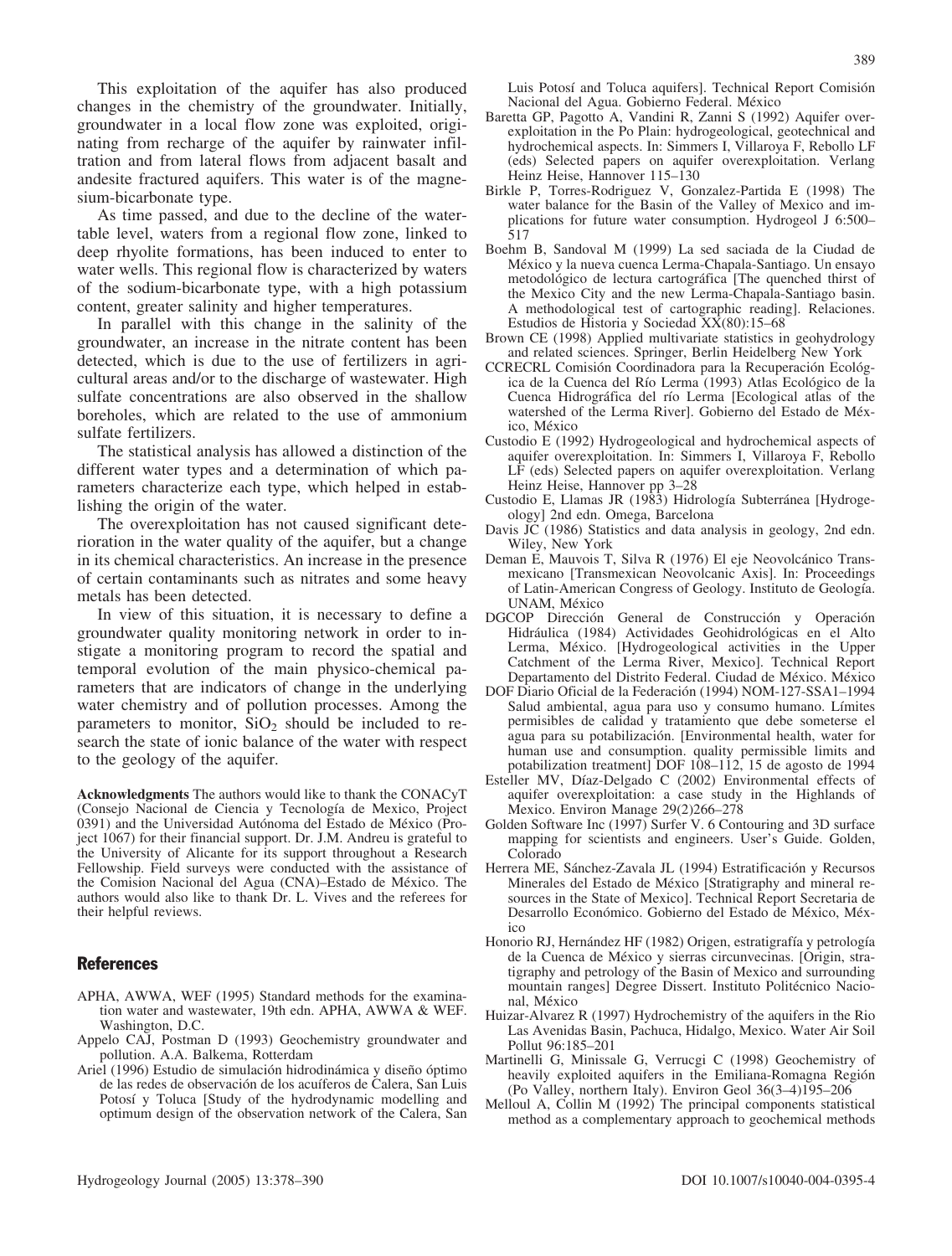This exploitation of the aquifer has also produced changes in the chemistry of the groundwater. Initially, groundwater in a local flow zone was exploited, originating from recharge of the aquifer by rainwater infiltration and from lateral flows from adjacent basalt and andesite fractured aquifers. This water is of the magnesium-bicarbonate type.

As time passed, and due to the decline of the water-table level, waters from a regional flow zone, linked to deep rhyolite formations, has been induced to enter to water wells. This regional flow is characterized by waters of the sodium-bicarbonate type, with a high potassium content, greater salinity and higher temperatures.

In parallel with this change in the salinity of the groundwater, an increase in the nitrate content has been detected, which is due to the use of fertilizers in agricultural areas and/or to the discharge of wastewater. High sulfate concentrations are also observed in the shallow boreholes, which are related to the use of ammonium sulfate fertilizers.

The statistical analysis has allowed a distinction of the different water types and a determination of which parameters characterize each type, which helped in establishing the origin of the water.

The overexploitation has not caused significant deterioration in the water quality of the aquifer, but a change in its chemical characteristics. An increase in the presence of certain contaminants such as nitrates and some heavy metals has been detected.

In view of this situation, it is necessary to define a groundwater quality monitoring network in order to instigate a monitoring program to record the spatial and temporal evolution of the main physico-chemical parameters that are indicators of change in the underlying water chemistry and of pollution processes. Among the parameters to monitor, $SiO_2$ should be included to research the state of ionic balance of the water with respect to the geology of the aquifer.

**Acknowledgments** The authors would like to thank the CONACyT (Consejo Nacional de Ciencia y Tecnología de Mexico, Project 0391) and the Universidad Autónoma del Estado de México (Project 1067) for their financial support. Dr. J.M. Andreu is grateful to the University of Alicante for its support throughout a Research Fellowship. Field surveys were conducted with the assistance of the Comision Nacional del Agua (CNA)–Estado de México. The authors would also like to thank Dr. L. Vives and the referees for their helpful reviews.

## References

APHA, AWWA, WEF (1995) Standard methods for the examination water and wastewater, 19th edn. APHA, AWWA & WEF. Washington, D.C.

Appelo CAJ, Postman D (1993) Geochemistry groundwater and pollution. A.A. Balkema, Rotterdam

Ariel (1996) Estudio de simulación hidrodinámica y diseño óptimo de las redes de observación de los acuíferos de Calera, San Luis Potosí y Toluca [Study of the hydrodynamic modelling and optimum design of the observation network of the Calera, San Luis Potosí and Toluca aquifers]. Technical Report Comisión Nacional del Agua. Gobierno Federal. México

Baretta GP, Pagotto A, Vandini R, Zanni S (1992) Aquifer overexploitation in the Po Plain: hydrogeological, geotechnical and hydrochemical aspects. In: Simmers I, Villaroya F, Rebollo LF (eds) Selected papers on aquifer overexploitation. Verlang Heinz Heise, Hannover 115–130

Birkle P, Torres-Rodriguez V, Gonzalez-Partida E (1998) The water balance for the Basin of the Valley of Mexico and implications for future water consumption. Hydrogeol J 6:500–517

Boehm B, Sandoval M (1999) La sed saciada de la Ciudad de México y la nueva cuenca Lerma-Chapala-Santiago. Un ensayo metodológico de lectura cartográfica [The quenched thirst of the Mexico City and the new Lerma-Chapala-Santiago basin. A methodological test of cartographic reading]. Relaciones. Estudios de Historia y Sociedad XX(80):15–68

Brown CE (1998) Applied multivariate statistics in geohydrology and related sciences. Springer, Berlin Heidelberg New York

CCRECRL Comisión Coordinadora para la Recuperación Ecológica de la Cuenca del Río Lerma (1993) Atlas Ecológico de la Cuenca Hidrográfica del río Lerma [Ecological atlas of the watershed of the Lerma River]. Gobierno del Estado de México, México

Custodio E (1992) Hydrogeological and hydrochemical aspects of aquifer overexploitation. In: Simmers I, Villaroya F, Rebollo LF (eds) Selected papers on aquifer overexploitation. Verlang Heinz Heise, Hannover pp 3–28

Custodio E, Llamas JR (1983) Hidrología Subterránea [Hydrogeology] 2nd edn. Omega, Barcelona

Davis JC (1986) Statistics and data analysis in geology, 2nd edn. Wiley, New York

Deman E, Mauvois T, Silva R (1976) El eje Neovolcánico Transmexicano [Transmexican Neovolcanic Axis]. In: Proceedings of Latin-American Congress of Geology. Instituto de Geología. UNAM, México

DGCOP Dirección General de Construcción y Operación Hidráulica (1984) Actividades Geohidrológicas en el Alto Lerma, México. [Hydrogeological activities in the Upper Catchment of the Lerma River, Mexico]. Technical Report Departamento del Distrito Federal. Ciudad de México. México

DOF Diario Oficial de la Federación (1994) NOM-127-SSA1–1994 Salud ambiental, agua para uso y consumo humano. Límites permisibles de calidad y tratamiento que debe someterse el agua para su potabilización. [Environmental health, water for human use and consumption. quality permissible limits and potabilization treatment] DOF 108–112, 15 de agosto de 1994

Esteller MV, Díaz-Delgado C (2002) Environmental effects of aquifer overexploitation: a case study in the Highlands of Mexico. Environ Manage 29(2)266–278

Golden Software Inc (1997) Surfer V. 6 Contouring and 3D surface mapping for scientists and engineers. User's Guide. Golden, Colorado

Herrera ME, Sánchez-Zavala JL (1994) Estratificación y Recursos Minerales del Estado de México [Stratigraphy and mineral resources in the State of Mexico]. Technical Report Secretaria de Desarrollo Económico. Gobierno del Estado de México, México

Honorio RJ, Hernández HF (1982) Origen, estratigrafía y petrología de la Cuenca de México y sierras circunvecinas. [Origin, stratigraphy and petrology of the Basin of Mexico and surrounding mountain ranges] Degree Dissert. Instituto Politécnico Nacional, México

Huizar-Alvarez R (1997) Hydrochemistry of the aquifers in the Rio Las Avenidas Basin, Pachuca, Hidalgo, Mexico. Water Air Soil Pollut 96:185–201

Martinelli G, Minissale G, Verrucgi C (1998) Geochemistry of heavily exploited aquifers in the Emiliana-Romagna Región (Po Valley, northern Italy). Environ Geol 36(3–4)195–206

Melloul A, Collin M (1992) The principal components statistical method as a complementary approach to geochemical methods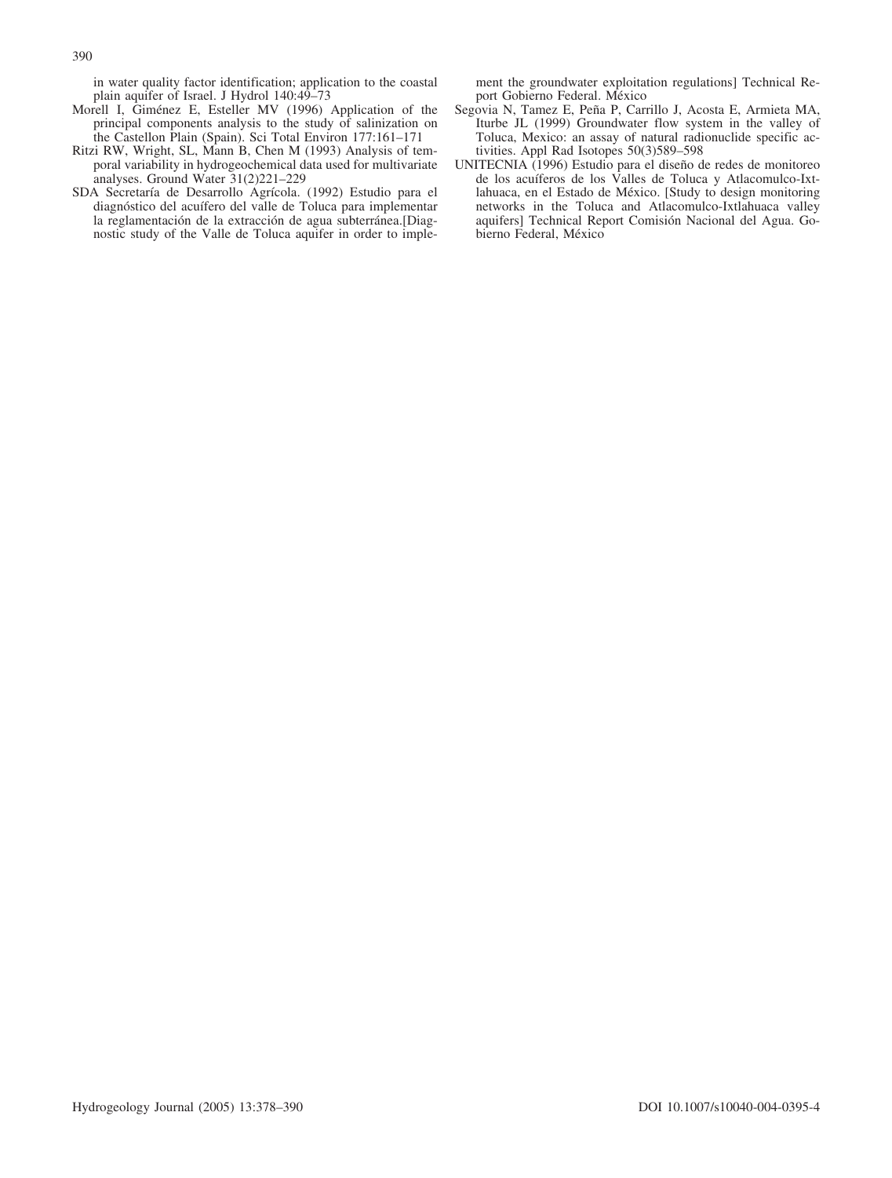in water quality factor identification; application to the coastal plain aquifer of Israel. J Hydrol 140:49–73

Morell I, Giménez E, Esteller MV (1996) Application of the principal components analysis to the study of salinization on the Castellon Plain (Spain). Sci Total Environ 177:161–171

Ritzi RW, Wright, SL, Mann B, Chen M (1993) Analysis of temporal variability in hydrogeochemical data used for multivariate analyses. Ground Water 31(2)221–229

SDA Secretaría de Desarrollo Agrícola. (1992) Estudio para el diagnóstico del acuífero del valle de Toluca para implementar la reglamentación de la extracción de agua subterránea.[Diagnostic study of the Valle de Toluca aquifer in order to implement the groundwater exploitation regulations] Technical Report Gobierno Federal. México

Segovia N, Tamez E, Peña P, Carrillo J, Acosta E, Armieta MA, Iturbe JL (1999) Groundwater flow system in the valley of Toluca, Mexico: an assay of natural radionuclide specific activities. Appl Rad Isotopes 50(3)589–598

UNITECNIA (1996) Estudio para el diseño de redes de monitoreo de los acuíferos de los Valles de Toluca y Atlacomulco-Ixtlahuaca, en el Estado de México. [Study to design monitoring networks in the Toluca and Atlacomulco-Ixtlahuaca valley aquifers] Technical Report Comisión Nacional del Agua. Gobierno Federal, México